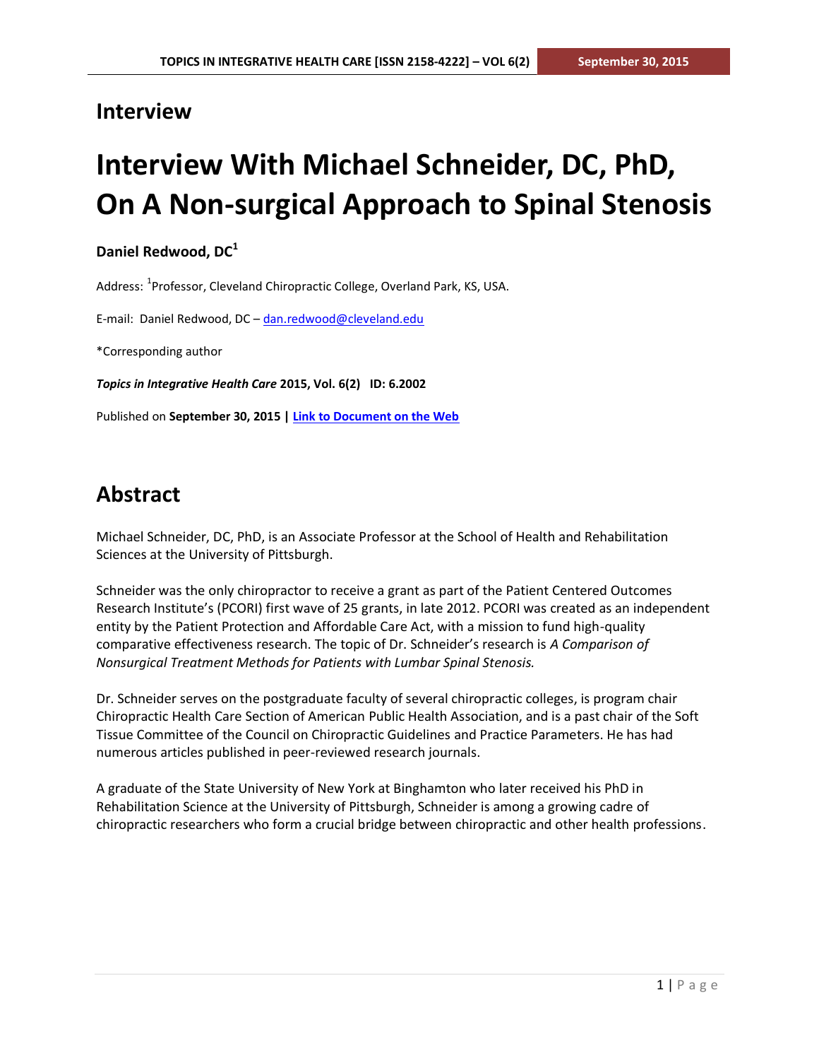## Interview

# Interview With Michael Schneider, DC, PhD, On A Non-surgical Approach to Spinal Stenosis

**Daniel Redwood, DC[1]**

Address: [1]Professor, Cleveland Chiropractic College, Overland Park, KS, USA.

E-mail: Daniel Redwood, DC – dan.redwood@cleveland.edu

*Corresponding author

***Topics in Integrative Health Care* 2015, Vol. 6(2) ID: 6.2002**

Published on **September 30, 2015 | Link to Document on the Web**

## Abstract

Michael Schneider, DC, PhD, is an Associate Professor at the School of Health and Rehabilitation Sciences at the University of Pittsburgh.

Schneider was the only chiropractor to receive a grant as part of the Patient Centered Outcomes Research Institute's (PCORI) first wave of 25 grants, in late 2012. PCORI was created as an independent entity by the Patient Protection and Affordable Care Act, with a mission to fund high-quality comparative effectiveness research. The topic of Dr. Schneider's research is *A Comparison of Nonsurgical Treatment Methods for Patients with Lumbar Spinal Stenosis.*

Dr. Schneider serves on the postgraduate faculty of several chiropractic colleges, is program chair Chiropractic Health Care Section of American Public Health Association, and is a past chair of the Soft Tissue Committee of the Council on Chiropractic Guidelines and Practice Parameters. He has had numerous articles published in peer-reviewed research journals.

A graduate of the State University of New York at Binghamton who later received his PhD in Rehabilitation Science at the University of Pittsburgh, Schneider is among a growing cadre of chiropractic researchers who form a crucial bridge between chiropractic and other health professions.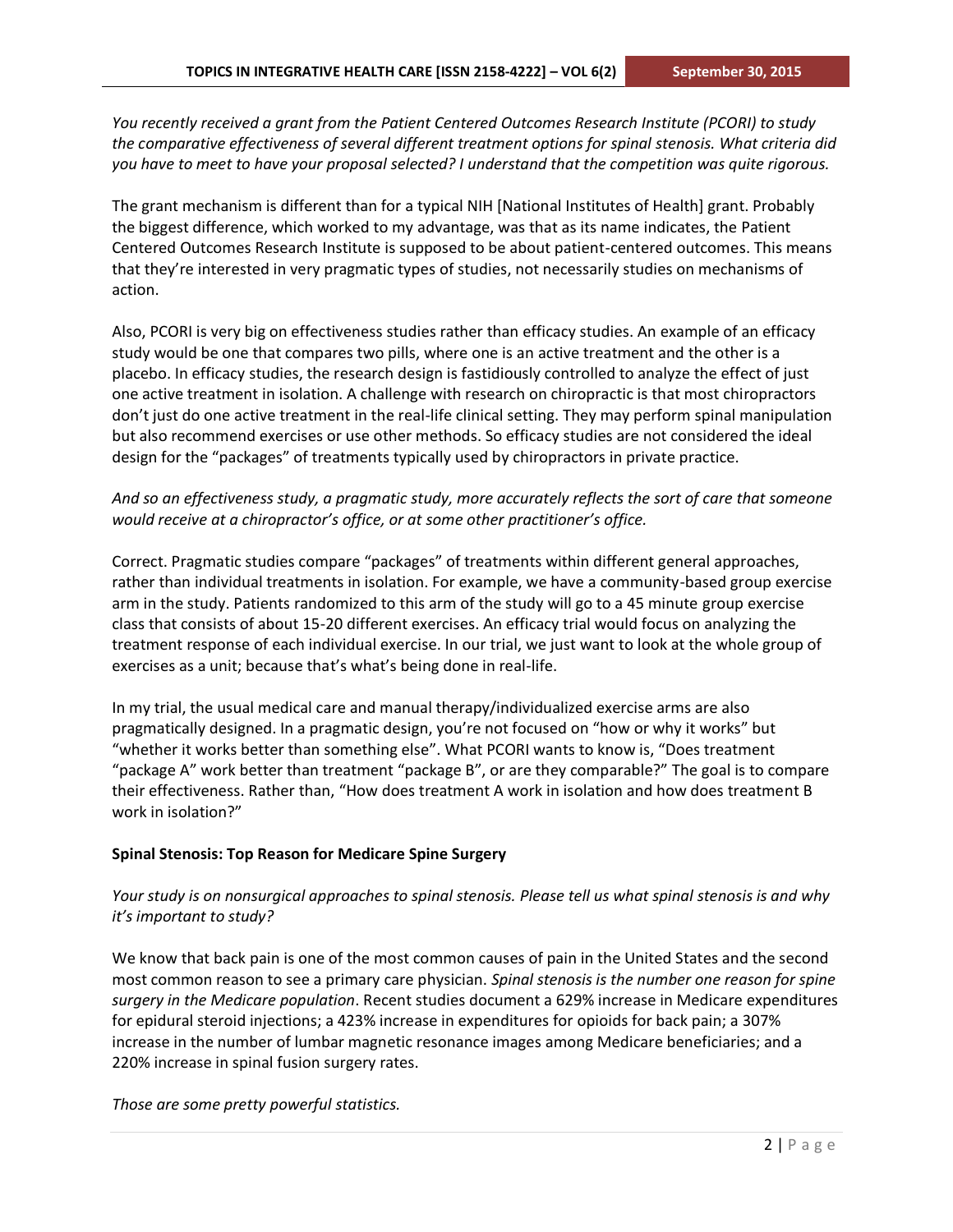*You recently received a grant from the Patient Centered Outcomes Research Institute (PCORI) to study the comparative effectiveness of several different treatment options for spinal stenosis. What criteria did you have to meet to have your proposal selected? I understand that the competition was quite rigorous.*

The grant mechanism is different than for a typical NIH [National Institutes of Health] grant. Probably the biggest difference, which worked to my advantage, was that as its name indicates, the Patient Centered Outcomes Research Institute is supposed to be about patient-centered outcomes. This means that they're interested in very pragmatic types of studies, not necessarily studies on mechanisms of action.

Also, PCORI is very big on effectiveness studies rather than efficacy studies. An example of an efficacy study would be one that compares two pills, where one is an active treatment and the other is a placebo. In efficacy studies, the research design is fastidiously controlled to analyze the effect of just one active treatment in isolation. A challenge with research on chiropractic is that most chiropractors don't just do one active treatment in the real-life clinical setting. They may perform spinal manipulation but also recommend exercises or use other methods. So efficacy studies are not considered the ideal design for the "packages" of treatments typically used by chiropractors in private practice.

*And so an effectiveness study, a pragmatic study, more accurately reflects the sort of care that someone would receive at a chiropractor's office, or at some other practitioner's office.*

Correct. Pragmatic studies compare "packages" of treatments within different general approaches, rather than individual treatments in isolation. For example, we have a community-based group exercise arm in the study. Patients randomized to this arm of the study will go to a 45 minute group exercise class that consists of about 15-20 different exercises. An efficacy trial would focus on analyzing the treatment response of each individual exercise. In our trial, we just want to look at the whole group of exercises as a unit; because that's what's being done in real-life.

In my trial, the usual medical care and manual therapy/individualized exercise arms are also pragmatically designed. In a pragmatic design, you're not focused on "how or why it works" but "whether it works better than something else". What PCORI wants to know is, "Does treatment "package A" work better than treatment "package B", or are they comparable?" The goal is to compare their effectiveness. Rather than, "How does treatment A work in isolation and how does treatment B work in isolation?"

**Spinal Stenosis: Top Reason for Medicare Spine Surgery**

*Your study is on nonsurgical approaches to spinal stenosis. Please tell us what spinal stenosis is and why it's important to study?*

We know that back pain is one of the most common causes of pain in the United States and the second most common reason to see a primary care physician. *Spinal stenosis is the number one reason for spine surgery in the Medicare population*. Recent studies document a 629% increase in Medicare expenditures for epidural steroid injections; a 423% increase in expenditures for opioids for back pain; a 307% increase in the number of lumbar magnetic resonance images among Medicare beneficiaries; and a 220% increase in spinal fusion surgery rates.

*Those are some pretty powerful statistics.*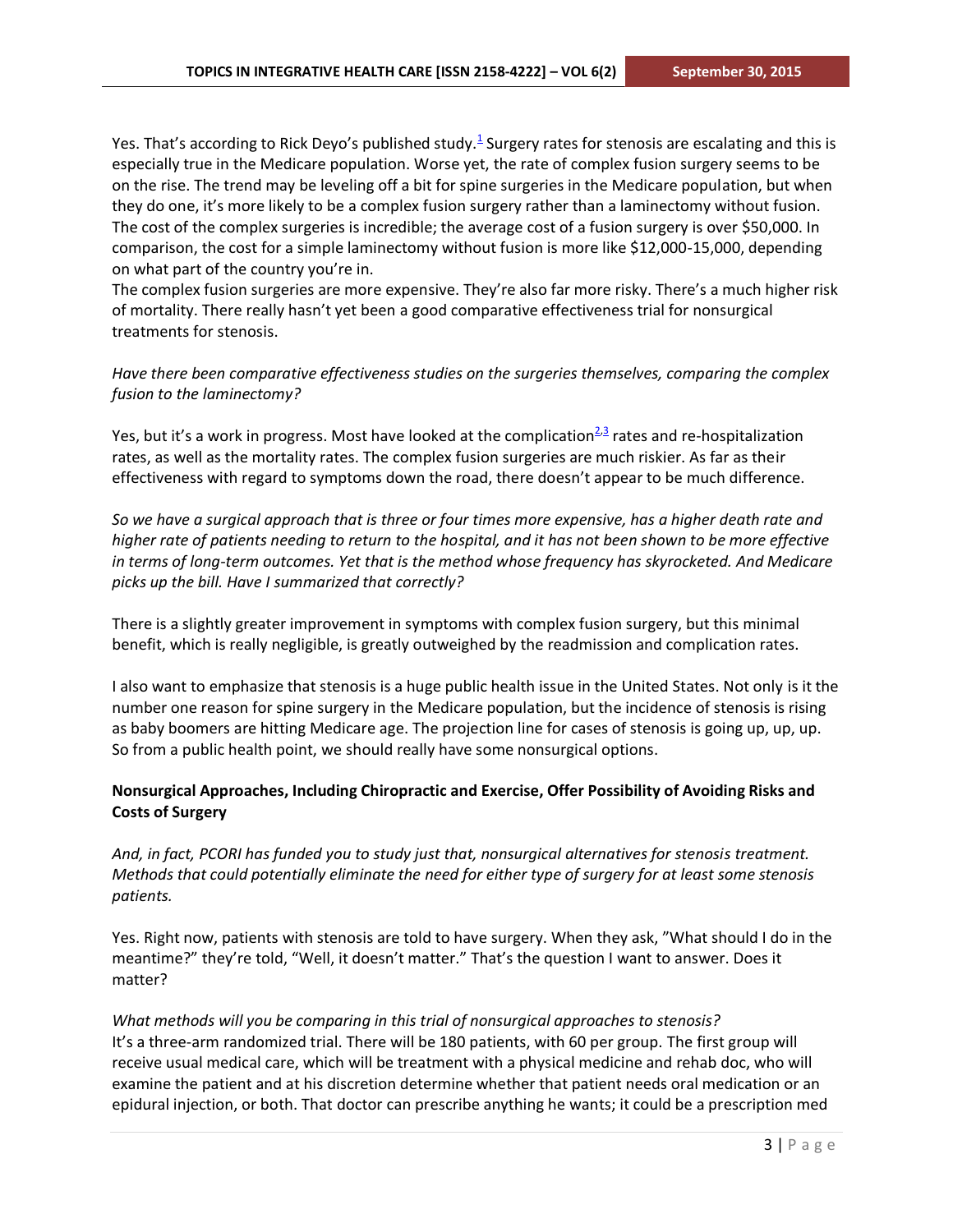Yes. That's according to Rick Deyo's published study.[1] Surgery rates for stenosis are escalating and this is especially true in the Medicare population. Worse yet, the rate of complex fusion surgery seems to be on the rise. The trend may be leveling off a bit for spine surgeries in the Medicare population, but when they do one, it's more likely to be a complex fusion surgery rather than a laminectomy without fusion. The cost of the complex surgeries is incredible; the average cost of a fusion surgery is over $50,000. In comparison, the cost for a simple laminectomy without fusion is more like $12,000-15,000, depending on what part of the country you're in.

The complex fusion surgeries are more expensive. They're also far more risky. There's a much higher risk of mortality. There really hasn't yet been a good comparative effectiveness trial for nonsurgical treatments for stenosis.

*Have there been comparative effectiveness studies on the surgeries themselves, comparing the complex fusion to the laminectomy?*

Yes, but it's a work in progress. Most have looked at the complication[2,3] rates and re-hospitalization rates, as well as the mortality rates. The complex fusion surgeries are much riskier. As far as their effectiveness with regard to symptoms down the road, there doesn't appear to be much difference.

*So we have a surgical approach that is three or four times more expensive, has a higher death rate and higher rate of patients needing to return to the hospital, and it has not been shown to be more effective in terms of long-term outcomes. Yet that is the method whose frequency has skyrocketed. And Medicare picks up the bill. Have I summarized that correctly?*

There is a slightly greater improvement in symptoms with complex fusion surgery, but this minimal benefit, which is really negligible, is greatly outweighed by the readmission and complication rates.

I also want to emphasize that stenosis is a huge public health issue in the United States. Not only is it the number one reason for spine surgery in the Medicare population, but the incidence of stenosis is rising as baby boomers are hitting Medicare age. The projection line for cases of stenosis is going up, up, up. So from a public health point, we should really have some nonsurgical options.

**Nonsurgical Approaches, Including Chiropractic and Exercise, Offer Possibility of Avoiding Risks and Costs of Surgery**

*And, in fact, PCORI has funded you to study just that, nonsurgical alternatives for stenosis treatment. Methods that could potentially eliminate the need for either type of surgery for at least some stenosis patients.*

Yes. Right now, patients with stenosis are told to have surgery. When they ask, "What should I do in the meantime?" they're told, "Well, it doesn't matter." That's the question I want to answer. Does it matter?

*What methods will you be comparing in this trial of nonsurgical approaches to stenosis?*

It's a three-arm randomized trial. There will be 180 patients, with 60 per group. The first group will receive usual medical care, which will be treatment with a physical medicine and rehab doc, who will examine the patient and at his discretion determine whether that patient needs oral medication or an epidural injection, or both. That doctor can prescribe anything he wants; it could be a prescription med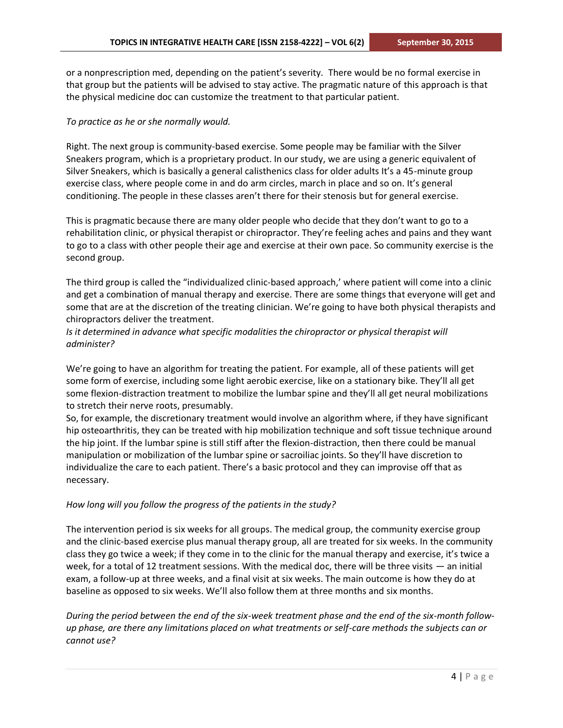or a nonprescription med, depending on the patient's severity. There would be no formal exercise in that group but the patients will be advised to stay active. The pragmatic nature of this approach is that the physical medicine doc can customize the treatment to that particular patient.

*To practice as he or she normally would.*

Right. The next group is community-based exercise. Some people may be familiar with the Silver Sneakers program, which is a proprietary product. In our study, we are using a generic equivalent of Silver Sneakers, which is basically a general calisthenics class for older adults It's a 45-minute group exercise class, where people come in and do arm circles, march in place and so on. It's general conditioning. The people in these classes aren't there for their stenosis but for general exercise.

This is pragmatic because there are many older people who decide that they don't want to go to a rehabilitation clinic, or physical therapist or chiropractor. They're feeling aches and pains and they want to go to a class with other people their age and exercise at their own pace. So community exercise is the second group.

The third group is called the "individualized clinic-based approach,' where patient will come into a clinic and get a combination of manual therapy and exercise. There are some things that everyone will get and some that are at the discretion of the treating clinician. We're going to have both physical therapists and chiropractors deliver the treatment.

*Is it determined in advance what specific modalities the chiropractor or physical therapist will administer?*

We're going to have an algorithm for treating the patient. For example, all of these patients will get some form of exercise, including some light aerobic exercise, like on a stationary bike. They'll all get some flexion-distraction treatment to mobilize the lumbar spine and they'll all get neural mobilizations to stretch their nerve roots, presumably.

So, for example, the discretionary treatment would involve an algorithm where, if they have significant hip osteoarthritis, they can be treated with hip mobilization technique and soft tissue technique around the hip joint. If the lumbar spine is still stiff after the flexion-distraction, then there could be manual manipulation or mobilization of the lumbar spine or sacroiliac joints. So they'll have discretion to individualize the care to each patient. There's a basic protocol and they can improvise off that as necessary.

*How long will you follow the progress of the patients in the study?*

The intervention period is six weeks for all groups. The medical group, the community exercise group and the clinic-based exercise plus manual therapy group, all are treated for six weeks. In the community class they go twice a week; if they come in to the clinic for the manual therapy and exercise, it's twice a week, for a total of 12 treatment sessions. With the medical doc, there will be three visits — an initial exam, a follow-up at three weeks, and a final visit at six weeks. The main outcome is how they do at baseline as opposed to six weeks. We'll also follow them at three months and six months.

*During the period between the end of the six-week treatment phase and the end of the six-month follow-up phase, are there any limitations placed on what treatments or self-care methods the subjects can or cannot use?*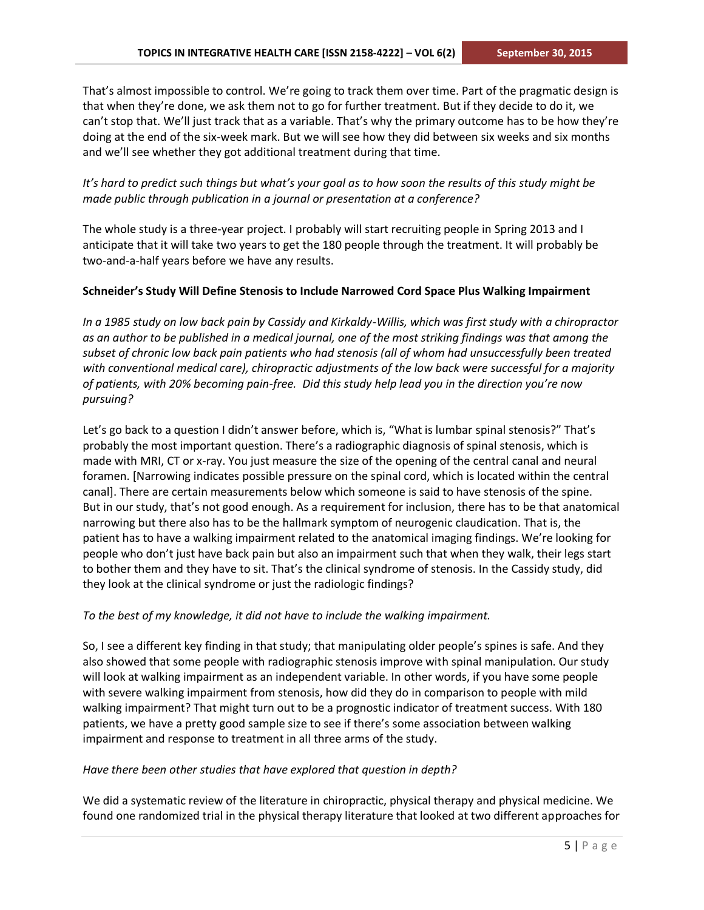That's almost impossible to control. We're going to track them over time. Part of the pragmatic design is that when they're done, we ask them not to go for further treatment. But if they decide to do it, we can't stop that. We'll just track that as a variable. That's why the primary outcome has to be how they're doing at the end of the six-week mark. But we will see how they did between six weeks and six months and we'll see whether they got additional treatment during that time.

*It's hard to predict such things but what's your goal as to how soon the results of this study might be made public through publication in a journal or presentation at a conference?*

The whole study is a three-year project. I probably will start recruiting people in Spring 2013 and I anticipate that it will take two years to get the 180 people through the treatment. It will probably be two-and-a-half years before we have any results.

**Schneider's Study Will Define Stenosis to Include Narrowed Cord Space Plus Walking Impairment**

*In a 1985 study on low back pain by Cassidy and Kirkaldy-Willis, which was first study with a chiropractor as an author to be published in a medical journal, one of the most striking findings was that among the subset of chronic low back pain patients who had stenosis (all of whom had unsuccessfully been treated with conventional medical care), chiropractic adjustments of the low back were successful for a majority of patients, with 20% becoming pain-free. Did this study help lead you in the direction you're now pursuing?*

Let's go back to a question I didn't answer before, which is, "What is lumbar spinal stenosis?" That's probably the most important question. There's a radiographic diagnosis of spinal stenosis, which is made with MRI, CT or x-ray. You just measure the size of the opening of the central canal and neural foramen. [Narrowing indicates possible pressure on the spinal cord, which is located within the central canal]. There are certain measurements below which someone is said to have stenosis of the spine. But in our study, that's not good enough. As a requirement for inclusion, there has to be that anatomical narrowing but there also has to be the hallmark symptom of neurogenic claudication. That is, the patient has to have a walking impairment related to the anatomical imaging findings. We're looking for people who don't just have back pain but also an impairment such that when they walk, their legs start to bother them and they have to sit. That's the clinical syndrome of stenosis. In the Cassidy study, did they look at the clinical syndrome or just the radiologic findings?

*To the best of my knowledge, it did not have to include the walking impairment.*

So, I see a different key finding in that study; that manipulating older people's spines is safe. And they also showed that some people with radiographic stenosis improve with spinal manipulation. Our study will look at walking impairment as an independent variable. In other words, if you have some people with severe walking impairment from stenosis, how did they do in comparison to people with mild walking impairment? That might turn out to be a prognostic indicator of treatment success. With 180 patients, we have a pretty good sample size to see if there's some association between walking impairment and response to treatment in all three arms of the study.

*Have there been other studies that have explored that question in depth?*

We did a systematic review of the literature in chiropractic, physical therapy and physical medicine. We found one randomized trial in the physical therapy literature that looked at two different approaches for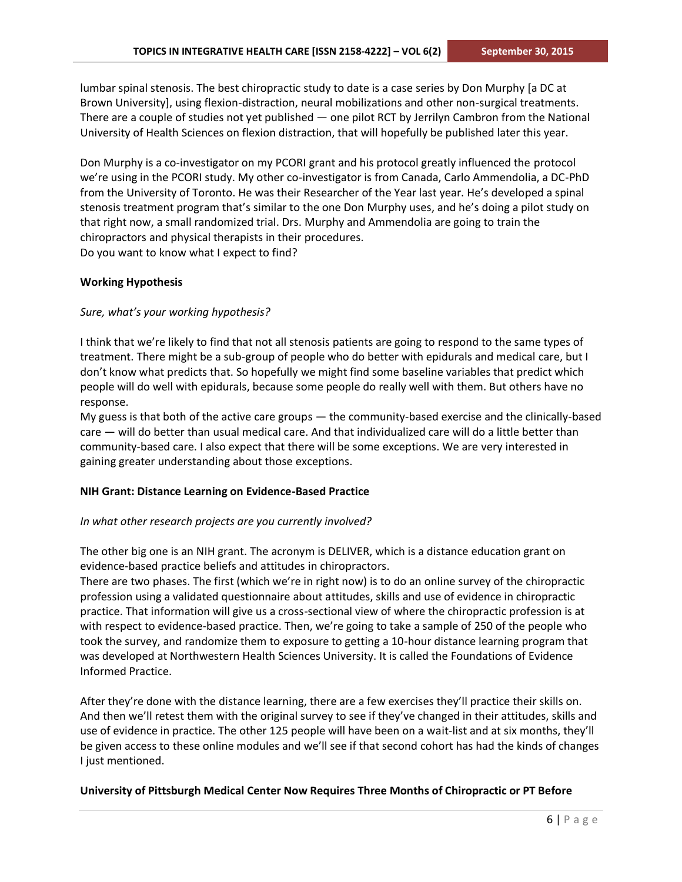lumbar spinal stenosis. The best chiropractic study to date is a case series by Don Murphy [a DC at Brown University], using flexion-distraction, neural mobilizations and other non-surgical treatments. There are a couple of studies not yet published — one pilot RCT by Jerrilyn Cambron from the National University of Health Sciences on flexion distraction, that will hopefully be published later this year.

Don Murphy is a co-investigator on my PCORI grant and his protocol greatly influenced the protocol we're using in the PCORI study. My other co-investigator is from Canada, Carlo Ammendolia, a DC-PhD from the University of Toronto. He was their Researcher of the Year last year. He's developed a spinal stenosis treatment program that's similar to the one Don Murphy uses, and he's doing a pilot study on that right now, a small randomized trial. Drs. Murphy and Ammendolia are going to train the chiropractors and physical therapists in their procedures.
Do you want to know what I expect to find?

**Working Hypothesis**

*Sure, what's your working hypothesis?*

I think that we're likely to find that not all stenosis patients are going to respond to the same types of treatment. There might be a sub-group of people who do better with epidurals and medical care, but I don't know what predicts that. So hopefully we might find some baseline variables that predict which people will do well with epidurals, because some people do really well with them. But others have no response.
My guess is that both of the active care groups — the community-based exercise and the clinically-based care — will do better than usual medical care. And that individualized care will do a little better than community-based care. I also expect that there will be some exceptions. We are very interested in gaining greater understanding about those exceptions.

**NIH Grant: Distance Learning on Evidence-Based Practice**

*In what other research projects are you currently involved?*

The other big one is an NIH grant. The acronym is DELIVER, which is a distance education grant on evidence-based practice beliefs and attitudes in chiropractors.
There are two phases. The first (which we're in right now) is to do an online survey of the chiropractic profession using a validated questionnaire about attitudes, skills and use of evidence in chiropractic practice. That information will give us a cross-sectional view of where the chiropractic profession is at with respect to evidence-based practice. Then, we're going to take a sample of 250 of the people who took the survey, and randomize them to exposure to getting a 10-hour distance learning program that was developed at Northwestern Health Sciences University. It is called the Foundations of Evidence Informed Practice.

After they're done with the distance learning, there are a few exercises they'll practice their skills on. And then we'll retest them with the original survey to see if they've changed in their attitudes, skills and use of evidence in practice. The other 125 people will have been on a wait-list and at six months, they'll be given access to these online modules and we'll see if that second cohort has had the kinds of changes I just mentioned.

**University of Pittsburgh Medical Center Now Requires Three Months of Chiropractic or PT Before**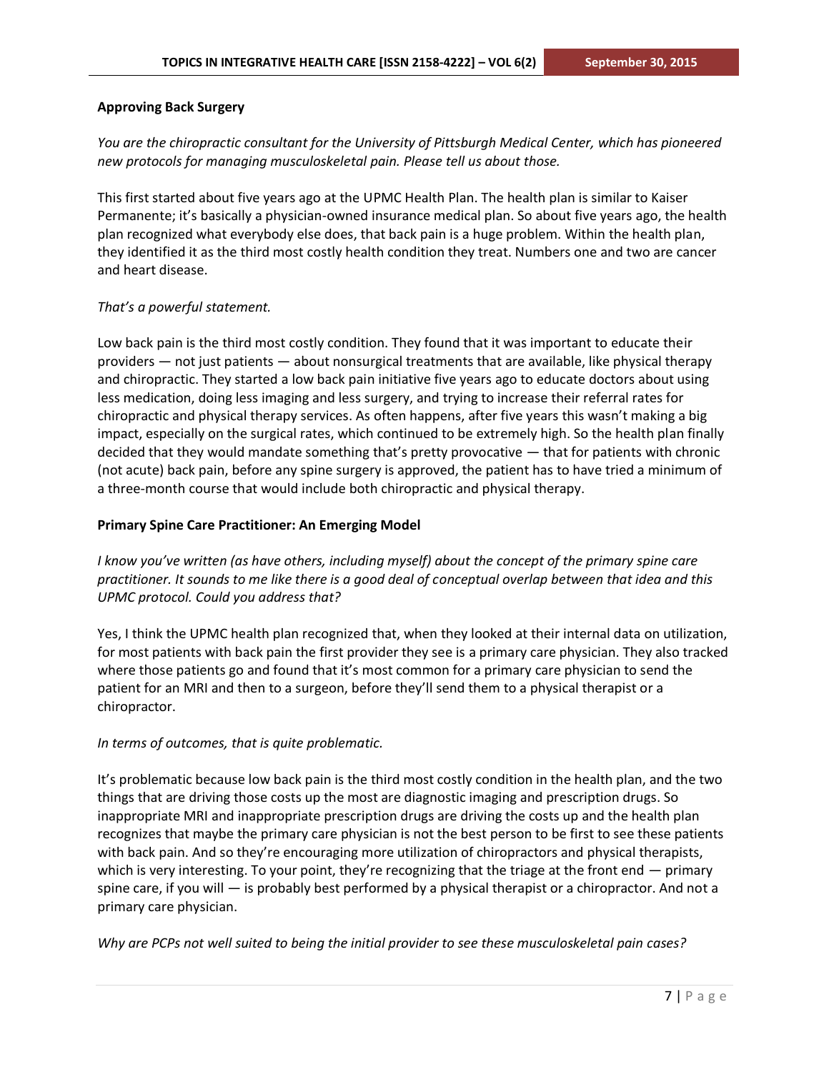## Approving Back Surgery

*You are the chiropractic consultant for the University of Pittsburgh Medical Center, which has pioneered new protocols for managing musculoskeletal pain. Please tell us about those.*

This first started about five years ago at the UPMC Health Plan. The health plan is similar to Kaiser Permanente; it's basically a physician-owned insurance medical plan. So about five years ago, the health plan recognized what everybody else does, that back pain is a huge problem. Within the health plan, they identified it as the third most costly health condition they treat. Numbers one and two are cancer and heart disease.

*That's a powerful statement.*

Low back pain is the third most costly condition. They found that it was important to educate their providers — not just patients — about nonsurgical treatments that are available, like physical therapy and chiropractic. They started a low back pain initiative five years ago to educate doctors about using less medication, doing less imaging and less surgery, and trying to increase their referral rates for chiropractic and physical therapy services. As often happens, after five years this wasn't making a big impact, especially on the surgical rates, which continued to be extremely high. So the health plan finally decided that they would mandate something that's pretty provocative — that for patients with chronic (not acute) back pain, before any spine surgery is approved, the patient has to have tried a minimum of a three-month course that would include both chiropractic and physical therapy.

## Primary Spine Care Practitioner: An Emerging Model

*I know you've written (as have others, including myself) about the concept of the primary spine care practitioner. It sounds to me like there is a good deal of conceptual overlap between that idea and this UPMC protocol. Could you address that?*

Yes, I think the UPMC health plan recognized that, when they looked at their internal data on utilization, for most patients with back pain the first provider they see is a primary care physician. They also tracked where those patients go and found that it's most common for a primary care physician to send the patient for an MRI and then to a surgeon, before they'll send them to a physical therapist or a chiropractor.

*In terms of outcomes, that is quite problematic.*

It's problematic because low back pain is the third most costly condition in the health plan, and the two things that are driving those costs up the most are diagnostic imaging and prescription drugs. So inappropriate MRI and inappropriate prescription drugs are driving the costs up and the health plan recognizes that maybe the primary care physician is not the best person to be first to see these patients with back pain. And so they're encouraging more utilization of chiropractors and physical therapists, which is very interesting. To your point, they're recognizing that the triage at the front end — primary spine care, if you will — is probably best performed by a physical therapist or a chiropractor. And not a primary care physician.

*Why are PCPs not well suited to being the initial provider to see these musculoskeletal pain cases?*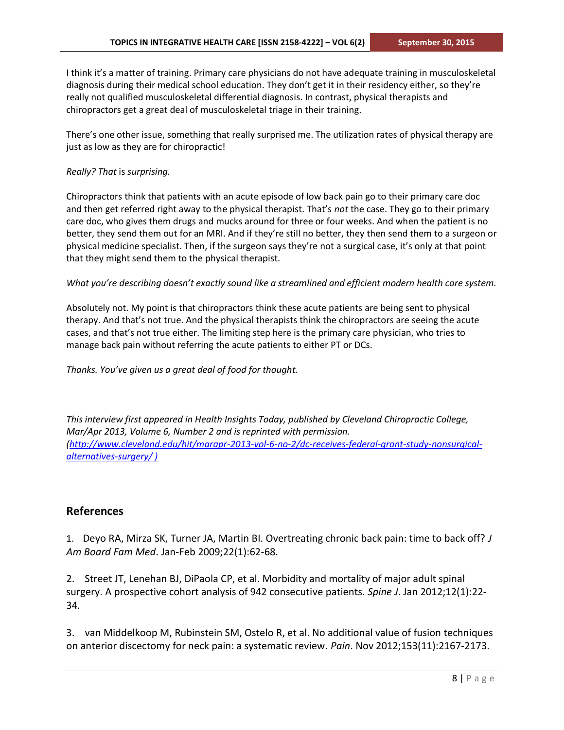I think it's a matter of training. Primary care physicians do not have adequate training in musculoskeletal diagnosis during their medical school education. They don't get it in their residency either, so they're really not qualified musculoskeletal differential diagnosis. In contrast, physical therapists and chiropractors get a great deal of musculoskeletal triage in their training.

There's one other issue, something that really surprised me. The utilization rates of physical therapy are just as low as they are for chiropractic!

*Really? That* is *surprising.*

Chiropractors think that patients with an acute episode of low back pain go to their primary care doc and then get referred right away to the physical therapist. That's *not* the case. They go to their primary care doc, who gives them drugs and mucks around for three or four weeks. And when the patient is no better, they send them out for an MRI. And if they're still no better, they then send them to a surgeon or physical medicine specialist. Then, if the surgeon says they're not a surgical case, it's only at that point that they might send them to the physical therapist.

*What you're describing doesn't exactly sound like a streamlined and efficient modern health care system.*

Absolutely not. My point is that chiropractors think these acute patients are being sent to physical therapy. And that's not true. And the physical therapists think the chiropractors are seeing the acute cases, and that's not true either. The limiting step here is the primary care physician, who tries to manage back pain without referring the acute patients to either PT or DCs.

*Thanks. You've given us a great deal of food for thought.*

*This interview first appeared in Health Insights Today, published by Cleveland Chiropractic College, Mar/Apr 2013, Volume 6, Number 2 and is reprinted with permission. ([http://www.cleveland.edu/hit/marapr-2013-vol-6-no-2/dc-receives-federal-grant-study-nonsurgical-alternatives-surgery/](http://www.cleveland.edu/hit/marapr-2013-vol-6-no-2/dc-receives-federal-grant-study-nonsurgical-alternatives-surgery/) )*

## References

1. Deyo RA, Mirza SK, Turner JA, Martin BI. Overtreating chronic back pain: time to back off? *J Am Board Fam Med*. Jan-Feb 2009;22(1):62-68.

2. Street JT, Lenehan BJ, DiPaola CP, et al. Morbidity and mortality of major adult spinal surgery. A prospective cohort analysis of 942 consecutive patients. *Spine J*. Jan 2012;12(1):22-34.

3. van Middelkoop M, Rubinstein SM, Ostelo R, et al. No additional value of fusion techniques on anterior discectomy for neck pain: a systematic review. *Pain*. Nov 2012;153(11):2167-2173.